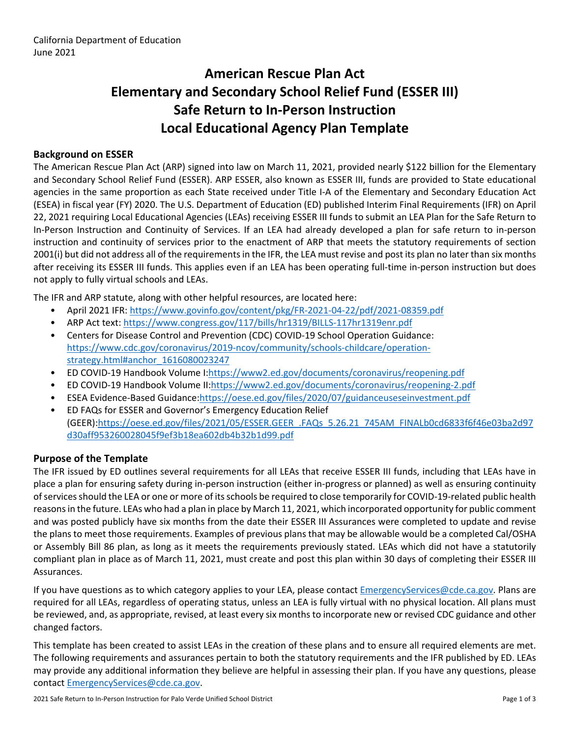California Department of Education
June 2021

# American Rescue Plan Act
# Elementary and Secondary School Relief Fund (ESSER III)
# Safe Return to In-Person Instruction
# Local Educational Agency Plan Template

## Background on ESSER

The American Rescue Plan Act (ARP) signed into law on March 11, 2021, provided nearly $122 billion for the Elementary and Secondary School Relief Fund (ESSER). ARP ESSER, also known as ESSER III, funds are provided to State educational agencies in the same proportion as each State received under Title I-A of the Elementary and Secondary Education Act (ESEA) in fiscal year (FY) 2020. The U.S. Department of Education (ED) published Interim Final Requirements (IFR) on April 22, 2021 requiring Local Educational Agencies (LEAs) receiving ESSER III funds to submit an LEA Plan for the Safe Return to In-Person Instruction and Continuity of Services. If an LEA had already developed a plan for safe return to in-person instruction and continuity of services prior to the enactment of ARP that meets the statutory requirements of section 2001(i) but did not address all of the requirements in the IFR, the LEA must revise and post its plan no later than six months after receiving its ESSER III funds. This applies even if an LEA has been operating full-time in-person instruction but does not apply to fully virtual schools and LEAs.

The IFR and ARP statute, along with other helpful resources, are located here:

- April 2021 IFR: https://www.govinfo.gov/content/pkg/FR-2021-04-22/pdf/2021-08359.pdf
- ARP Act text: https://www.congress.gov/117/bills/hr1319/BILLS-117hr1319enr.pdf
- Centers for Disease Control and Prevention (CDC) COVID-19 School Operation Guidance: https://www.cdc.gov/coronavirus/2019-ncov/community/schools-childcare/operation-strategy.html#anchor_1616080023247
- ED COVID-19 Handbook Volume I: https://www2.ed.gov/documents/coronavirus/reopening.pdf
- ED COVID-19 Handbook Volume II: https://www2.ed.gov/documents/coronavirus/reopening-2.pdf
- ESEA Evidence-Based Guidance: https://oese.ed.gov/files/2020/07/guidanceuseseinvestment.pdf
- ED FAQs for ESSER and Governor's Emergency Education Relief (GEER): https://oese.ed.gov/files/2021/05/ESSER.GEER_.FAQs_5.26.21_745AM_FINALb0cd6833f6f46e03ba2d97d30aff953260028045f9ef3b18ea602db4b32b1d99.pdf

## Purpose of the Template

The IFR issued by ED outlines several requirements for all LEAs that receive ESSER III funds, including that LEAs have in place a plan for ensuring safety during in-person instruction (either in-progress or planned) as well as ensuring continuity of services should the LEA or one or more of its schools be required to close temporarily for COVID-19-related public health reasons in the future. LEAs who had a plan in place by March 11, 2021, which incorporated opportunity for public comment and was posted publicly have six months from the date their ESSER III Assurances were completed to update and revise the plans to meet those requirements. Examples of previous plans that may be allowable would be a completed Cal/OSHA or Assembly Bill 86 plan, as long as it meets the requirements previously stated. LEAs which did not have a statutorily compliant plan in place as of March 11, 2021, must create and post this plan within 30 days of completing their ESSER III Assurances.

If you have questions as to which category applies to your LEA, please contact EmergencyServices@cde.ca.gov. Plans are required for all LEAs, regardless of operating status, unless an LEA is fully virtual with no physical location. All plans must be reviewed, and, as appropriate, revised, at least every six months to incorporate new or revised CDC guidance and other changed factors.

This template has been created to assist LEAs in the creation of these plans and to ensure all required elements are met. The following requirements and assurances pertain to both the statutory requirements and the IFR published by ED. LEAs may provide any additional information they believe are helpful in assessing their plan. If you have any questions, please contact EmergencyServices@cde.ca.gov.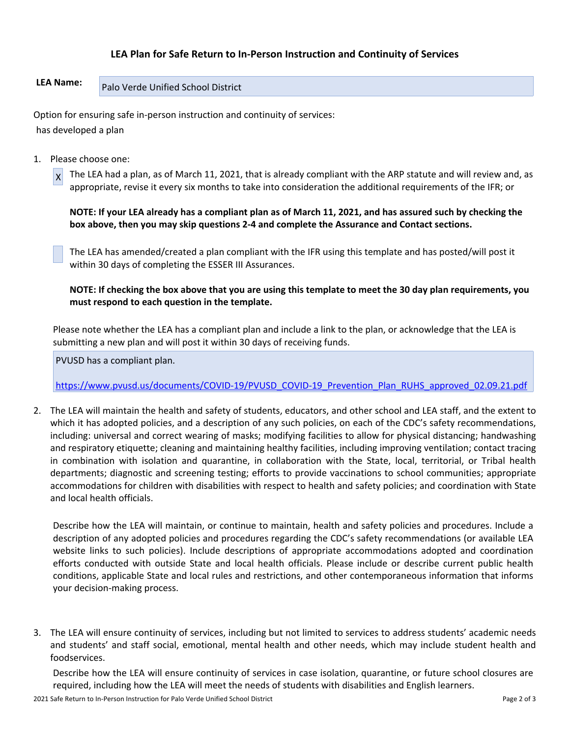## LEA Plan for Safe Return to In-Person Instruction and Continuity of Services

**LEA Name:** Palo Verde Unified School District

Option for ensuring safe in-person instruction and continuity of services:

has developed a plan

1. Please choose one:

   [X] The LEA had a plan, as of March 11, 2021, that is already compliant with the ARP statute and will review and, as appropriate, revise it every six months to take into consideration the additional requirements of the IFR; or

   **NOTE: If your LEA already has a compliant plan as of March 11, 2021, and has assured such by checking the box above, then you may skip questions 2-4 and complete the Assurance and Contact sections.**

   [ ] The LEA has amended/created a plan compliant with the IFR using this template and has posted/will post it within 30 days of completing the ESSER III Assurances.

   **NOTE: If checking the box above that you are using this template to meet the 30 day plan requirements, you must respond to each question in the template.**

   Please note whether the LEA has a compliant plan and include a link to the plan, or acknowledge that the LEA is submitting a new plan and will post it within 30 days of receiving funds.

   PVUSD has a compliant plan.

   https://www.pvusd.us/documents/COVID-19/PVUSD_COVID-19_Prevention_Plan_RUHS_approved_02.09.21.pdf

2. The LEA will maintain the health and safety of students, educators, and other school and LEA staff, and the extent to which it has adopted policies, and a description of any such policies, on each of the CDC's safety recommendations, including: universal and correct wearing of masks; modifying facilities to allow for physical distancing; handwashing and respiratory etiquette; cleaning and maintaining healthy facilities, including improving ventilation; contact tracing in combination with isolation and quarantine, in collaboration with the State, local, territorial, or Tribal health departments; diagnostic and screening testing; efforts to provide vaccinations to school communities; appropriate accommodations for children with disabilities with respect to health and safety policies; and coordination with State and local health officials.

   Describe how the LEA will maintain, or continue to maintain, health and safety policies and procedures. Include a description of any adopted policies and procedures regarding the CDC's safety recommendations (or available LEA website links to such policies). Include descriptions of appropriate accommodations adopted and coordination efforts conducted with outside State and local health officials. Please include or describe current public health conditions, applicable State and local rules and restrictions, and other contemporaneous information that informs your decision-making process.

3. The LEA will ensure continuity of services, including but not limited to services to address students' academic needs and students' and staff social, emotional, mental health and other needs, which may include student health and foodservices.

   Describe how the LEA will ensure continuity of services in case isolation, quarantine, or future school closures are required, including how the LEA will meet the needs of students with disabilities and English learners.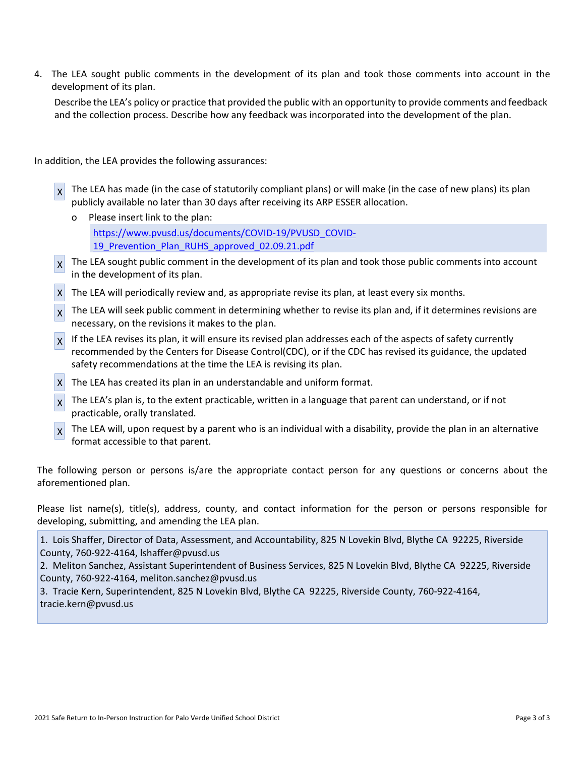4. The LEA sought public comments in the development of its plan and took those comments into account in the development of its plan.

   Describe the LEA's policy or practice that provided the public with an opportunity to provide comments and feedback and the collection process. Describe how any feedback was incorporated into the development of the plan.

In addition, the LEA provides the following assurances:

- X The LEA has made (in the case of statutorily compliant plans) or will make (in the case of new plans) its plan publicly available no later than 30 days after receiving its ARP ESSER allocation.
  - Please insert link to the plan:

    https://www.pvusd.us/documents/COVID-19/PVUSD_COVID-19_Prevention_Plan_RUHS_approved_02.09.21.pdf
- X The LEA sought public comment in the development of its plan and took those public comments into account in the development of its plan.
- X The LEA will periodically review and, as appropriate revise its plan, at least every six months.
- X The LEA will seek public comment in determining whether to revise its plan and, if it determines revisions are necessary, on the revisions it makes to the plan.
- X If the LEA revises its plan, it will ensure its revised plan addresses each of the aspects of safety currently recommended by the Centers for Disease Control(CDC), or if the CDC has revised its guidance, the updated safety recommendations at the time the LEA is revising its plan.
- X The LEA has created its plan in an understandable and uniform format.
- X The LEA's plan is, to the extent practicable, written in a language that parent can understand, or if not practicable, orally translated.
- X The LEA will, upon request by a parent who is an individual with a disability, provide the plan in an alternative format accessible to that parent.

The following person or persons is/are the appropriate contact person for any questions or concerns about the aforementioned plan.

Please list name(s), title(s), address, county, and contact information for the person or persons responsible for developing, submitting, and amending the LEA plan.

1. Lois Shaffer, Director of Data, Assessment, and Accountability, 825 N Lovekin Blvd, Blythe CA 92225, Riverside County, 760-922-4164, lshaffer@pvusd.us
2. Meliton Sanchez, Assistant Superintendent of Business Services, 825 N Lovekin Blvd, Blythe CA 92225, Riverside County, 760-922-4164, meliton.sanchez@pvusd.us
3. Tracie Kern, Superintendent, 825 N Lovekin Blvd, Blythe CA 92225, Riverside County, 760-922-4164, tracie.kern@pvusd.us